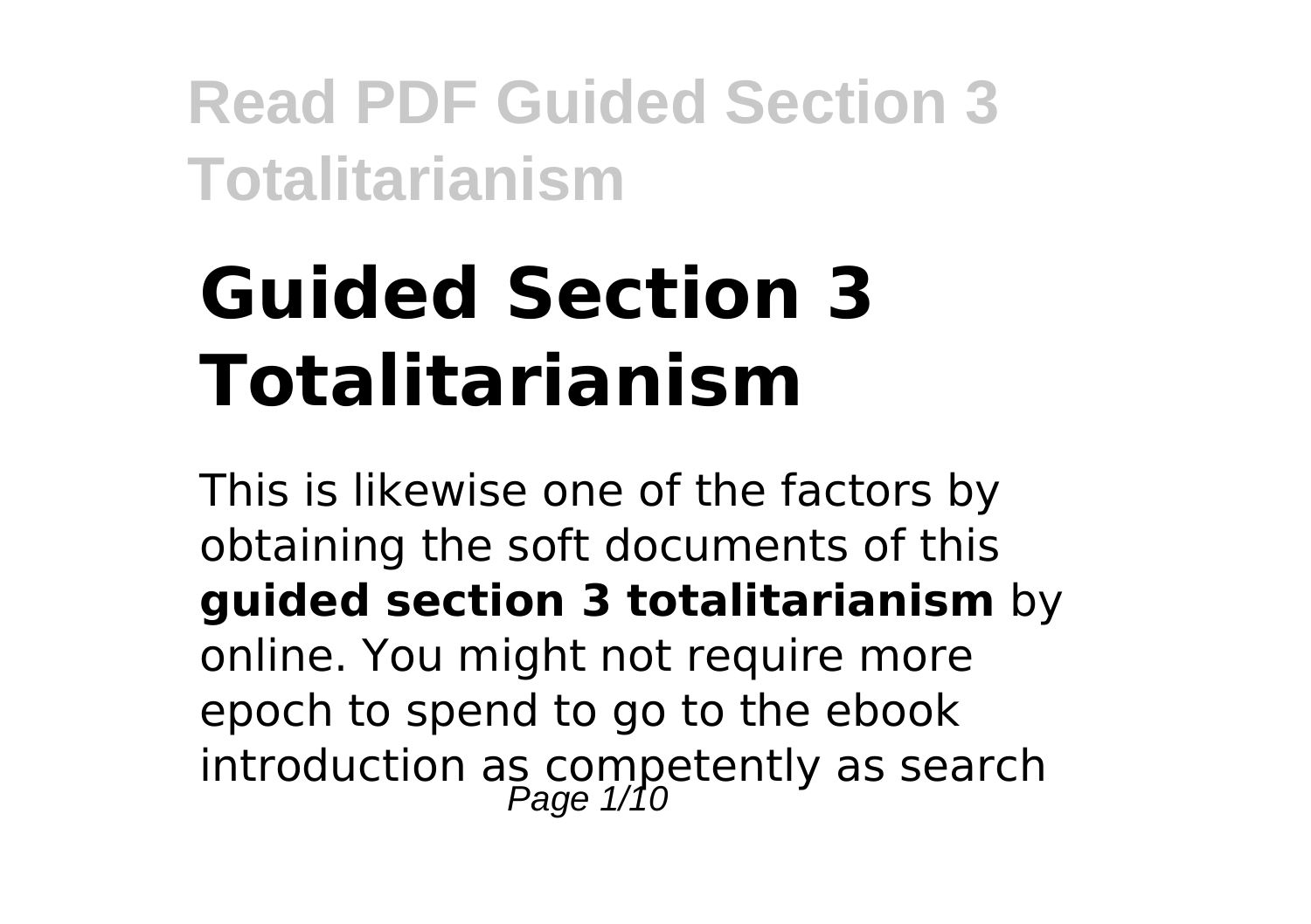# Guided Section 3 Totalitarianism

This is likewise one of the factors by obtaining the soft documents of this **guided section 3 totalitarianism** by online. You might not require more epoch to spend to go to the ebook introduction as competently as search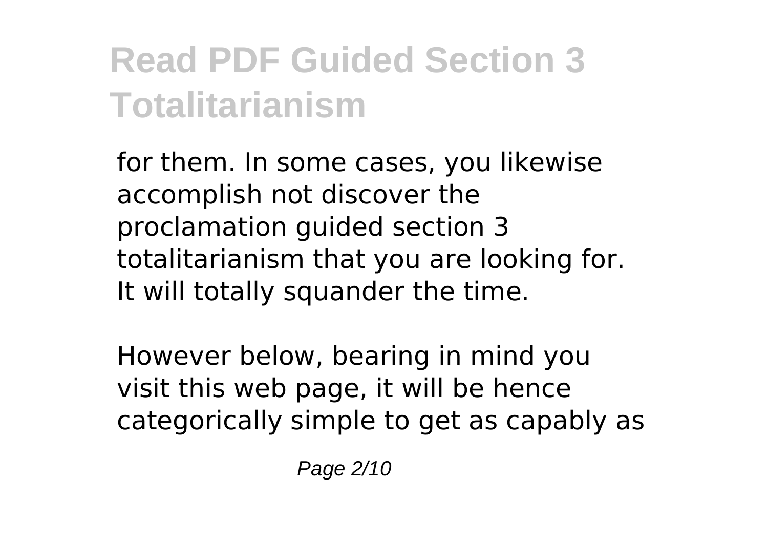for them. In some cases, you likewise accomplish not discover the proclamation guided section 3 totalitarianism that you are looking for. It will totally squander the time.

However below, bearing in mind you visit this web page, it will be hence categorically simple to get as capably as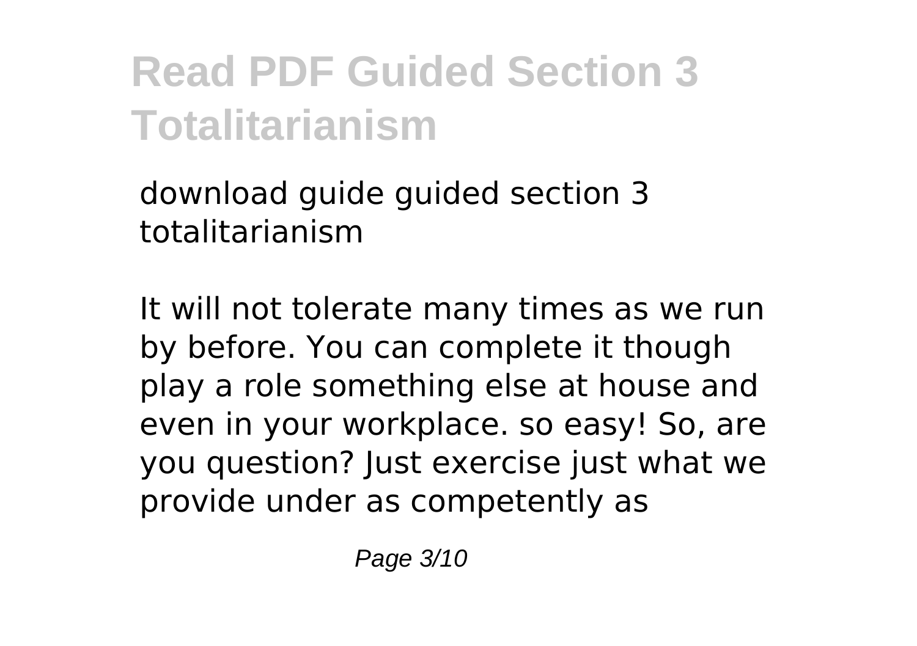download guide guided section 3 totalitarianism

It will not tolerate many times as we run by before. You can complete it though play a role something else at house and even in your workplace. so easy! So, are you question? Just exercise just what we provide under as competently as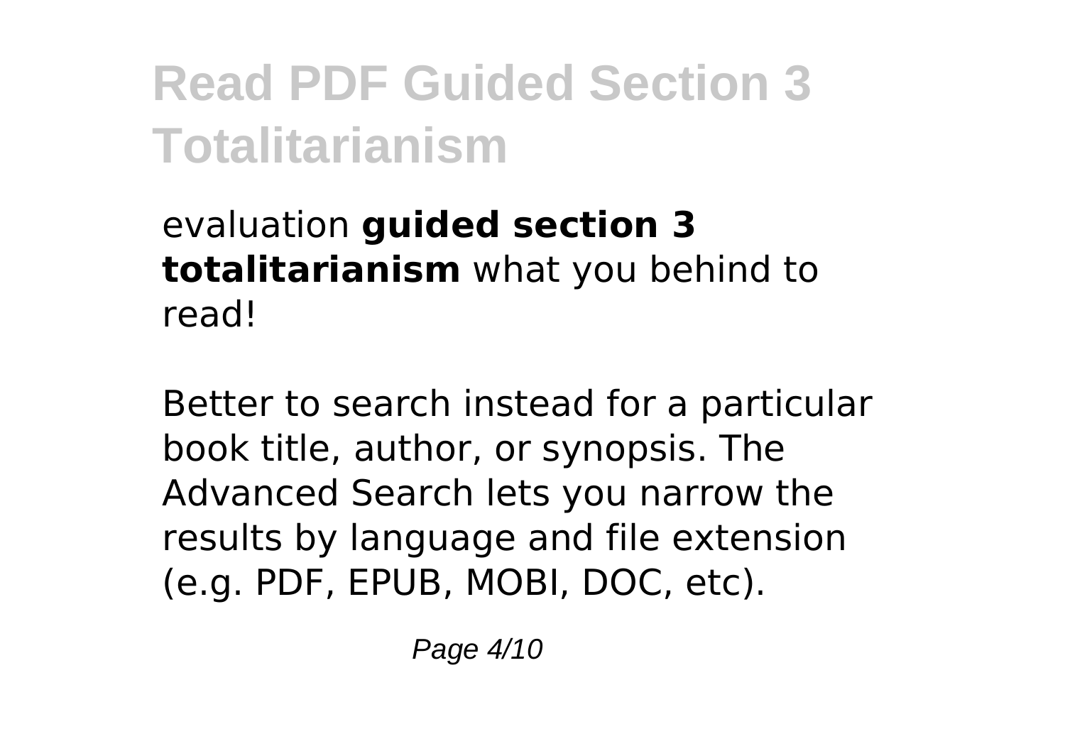evaluation **guided section 3 totalitarianism** what you behind to read!

Better to search instead for a particular book title, author, or synopsis. The Advanced Search lets you narrow the results by language and file extension (e.g. PDF, EPUB, MOBI, DOC, etc).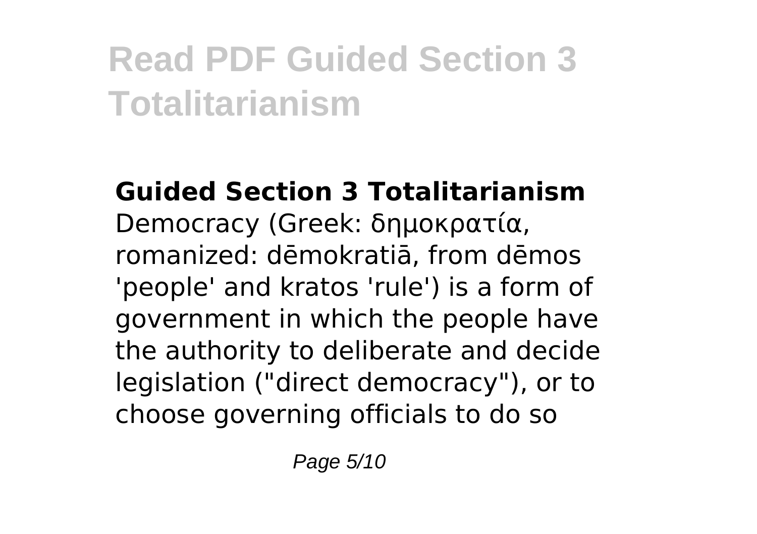## Guided Section 3 Totalitarianism

Democracy (Greek: δημοκρατία, romanized: dēmokratiā, from dēmos 'people' and kratos 'rule') is a form of government in which the people have the authority to deliberate and decide legislation ("direct democracy"), or to choose governing officials to do so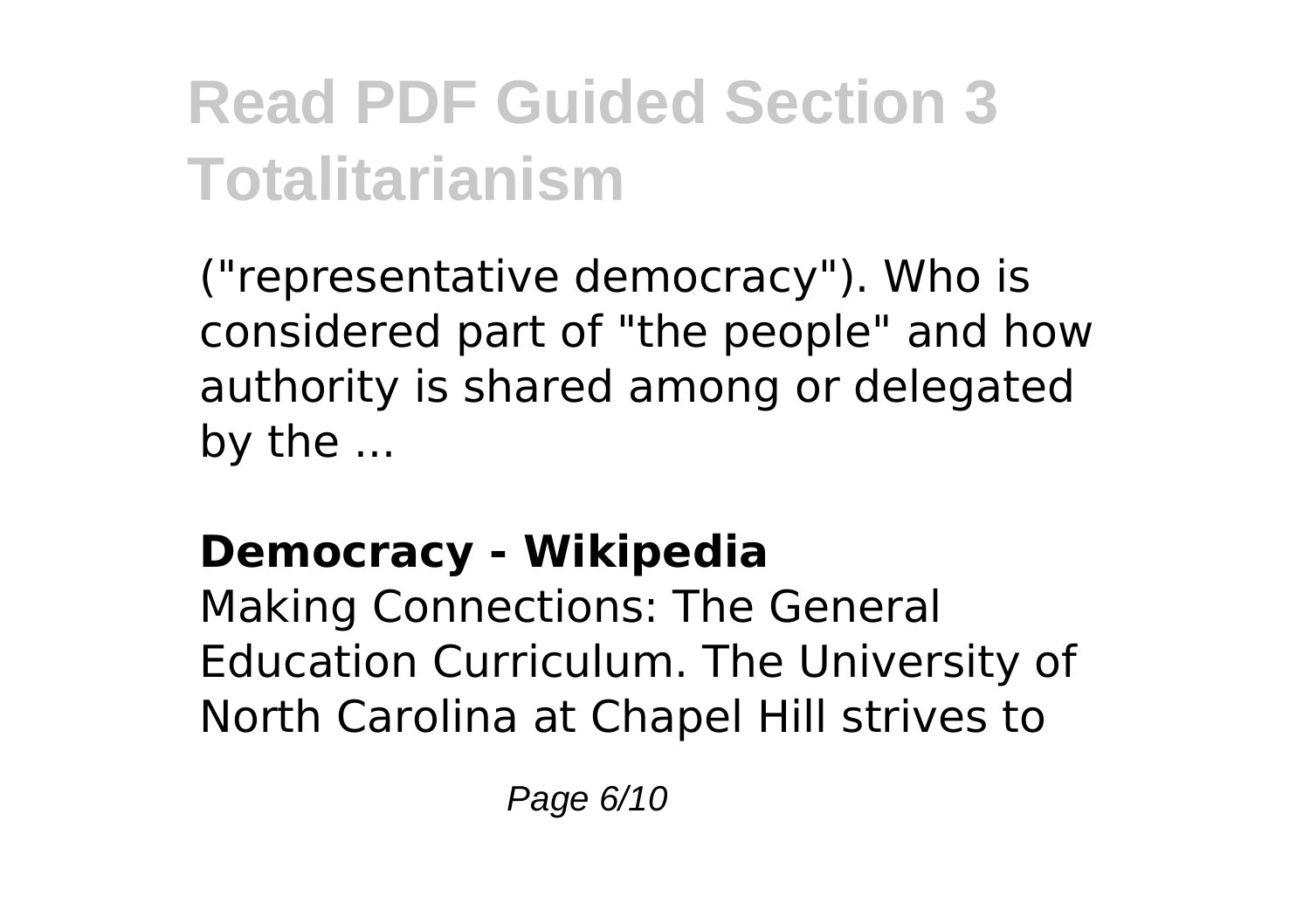("representative democracy"). Who is considered part of "the people" and how authority is shared among or delegated by the ...

### Democracy - Wikipedia

Making Connections: The General Education Curriculum. The University of North Carolina at Chapel Hill strives to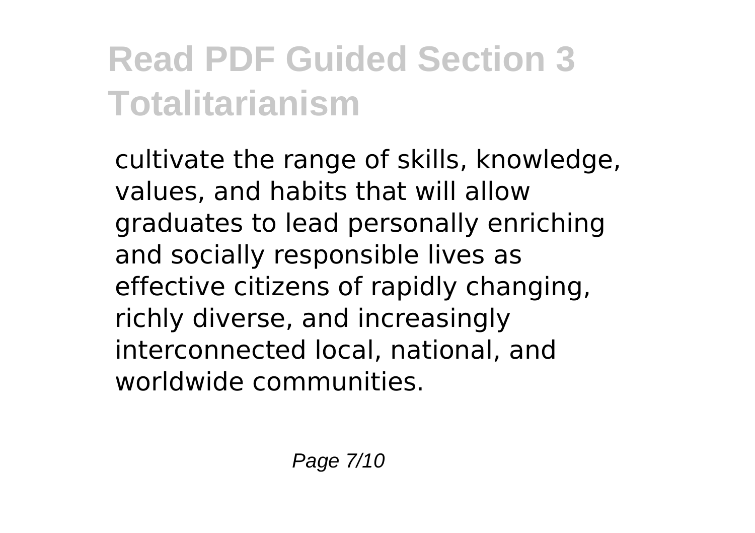cultivate the range of skills, knowledge, values, and habits that will allow graduates to lead personally enriching and socially responsible lives as effective citizens of rapidly changing, richly diverse, and increasingly interconnected local, national, and worldwide communities.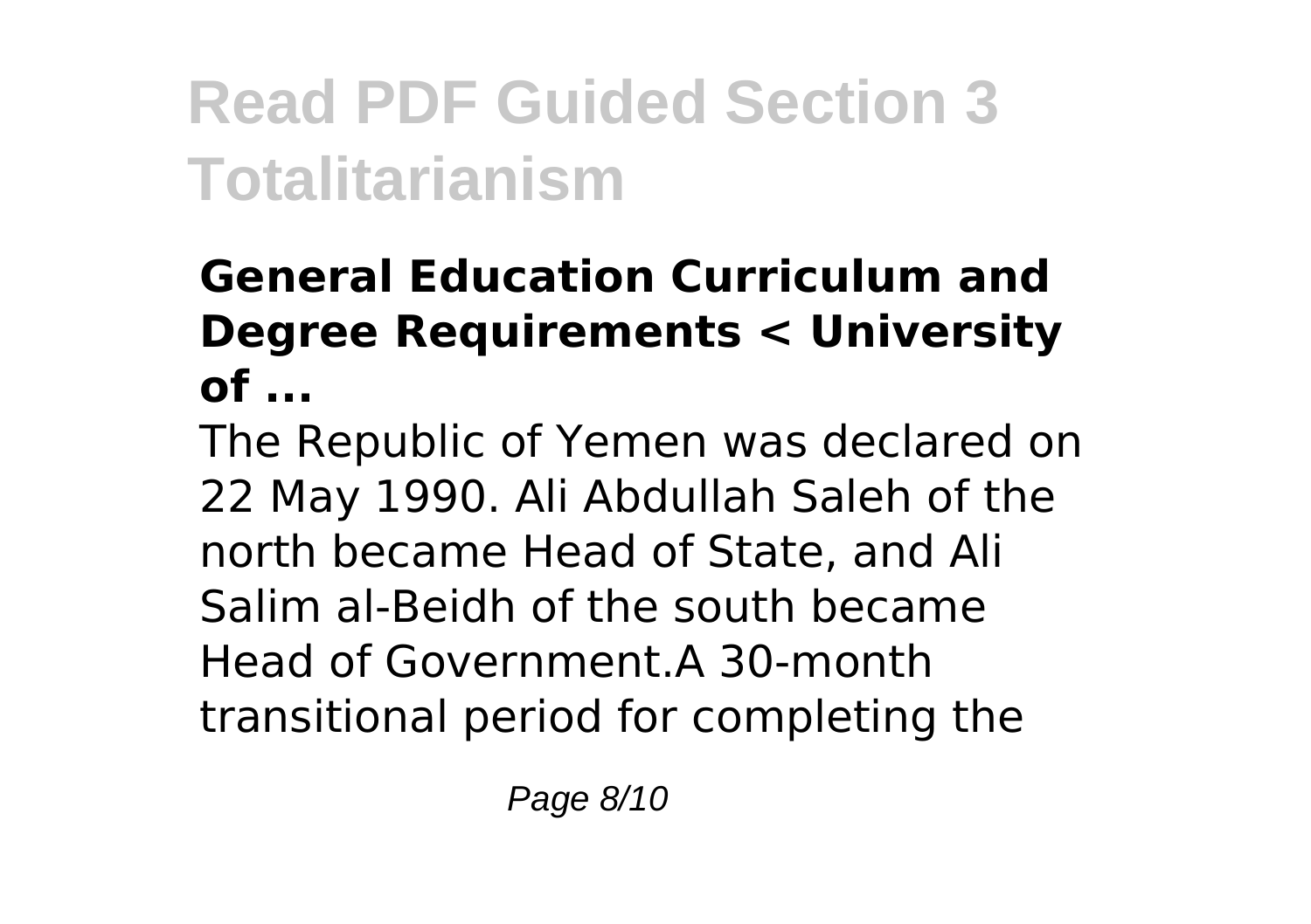### General Education Curriculum and Degree Requirements < University of ...

The Republic of Yemen was declared on 22 May 1990. Ali Abdullah Saleh of the north became Head of State, and Ali Salim al-Beidh of the south became Head of Government.A 30-month transitional period for completing the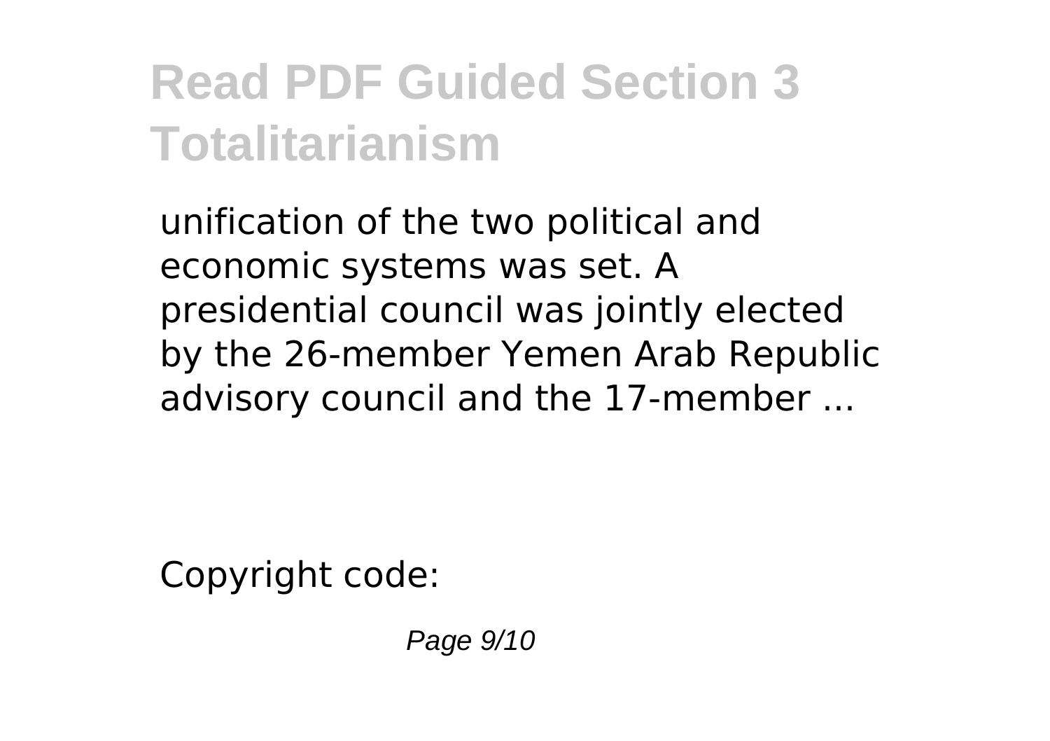unification of the two political and economic systems was set. A presidential council was jointly elected by the 26-member Yemen Arab Republic advisory council and the 17-member ...

Copyright code: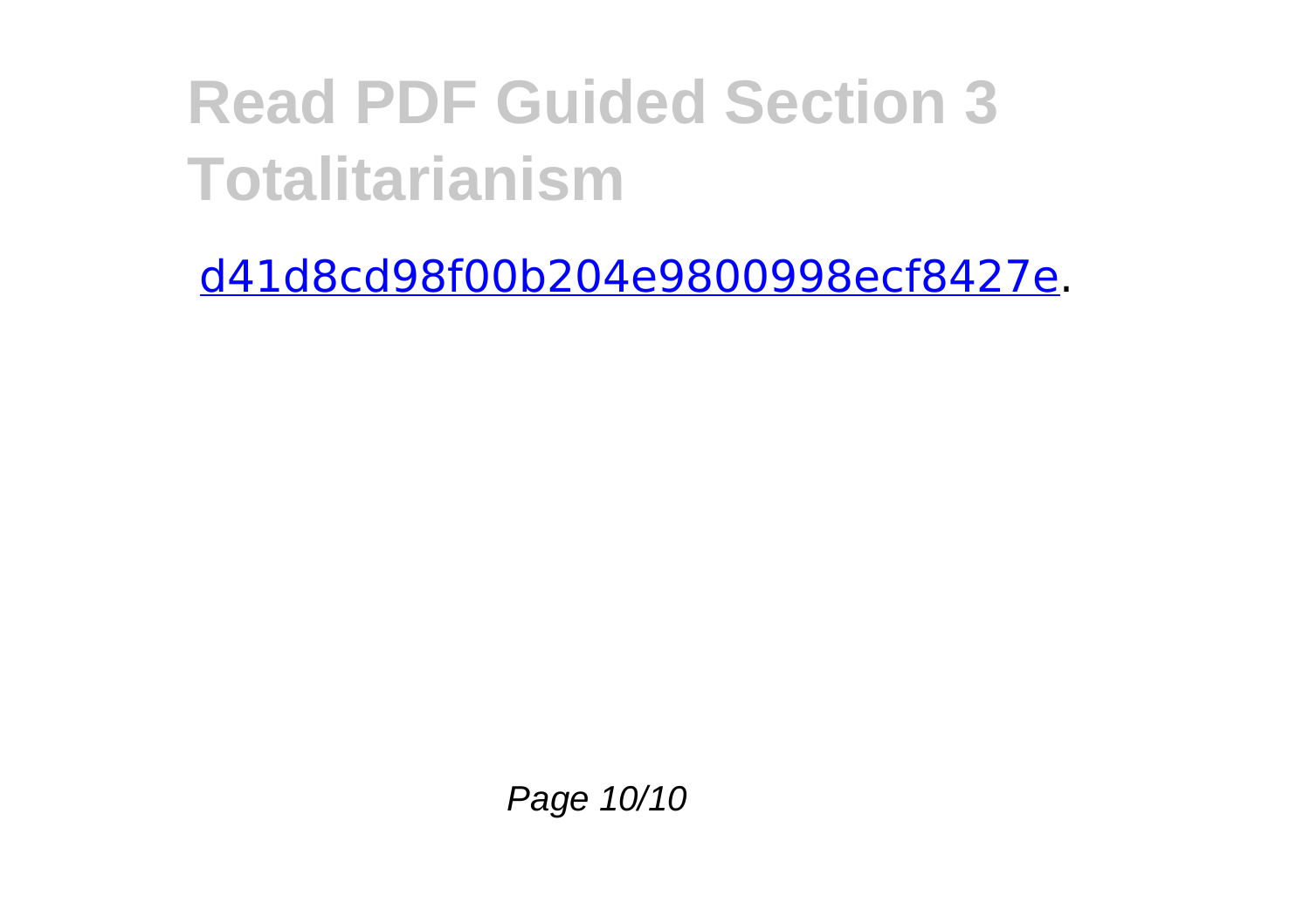[d41d8cd98f00b204e9800998ecf8427e](d41d8cd98f00b204e9800998ecf8427e).